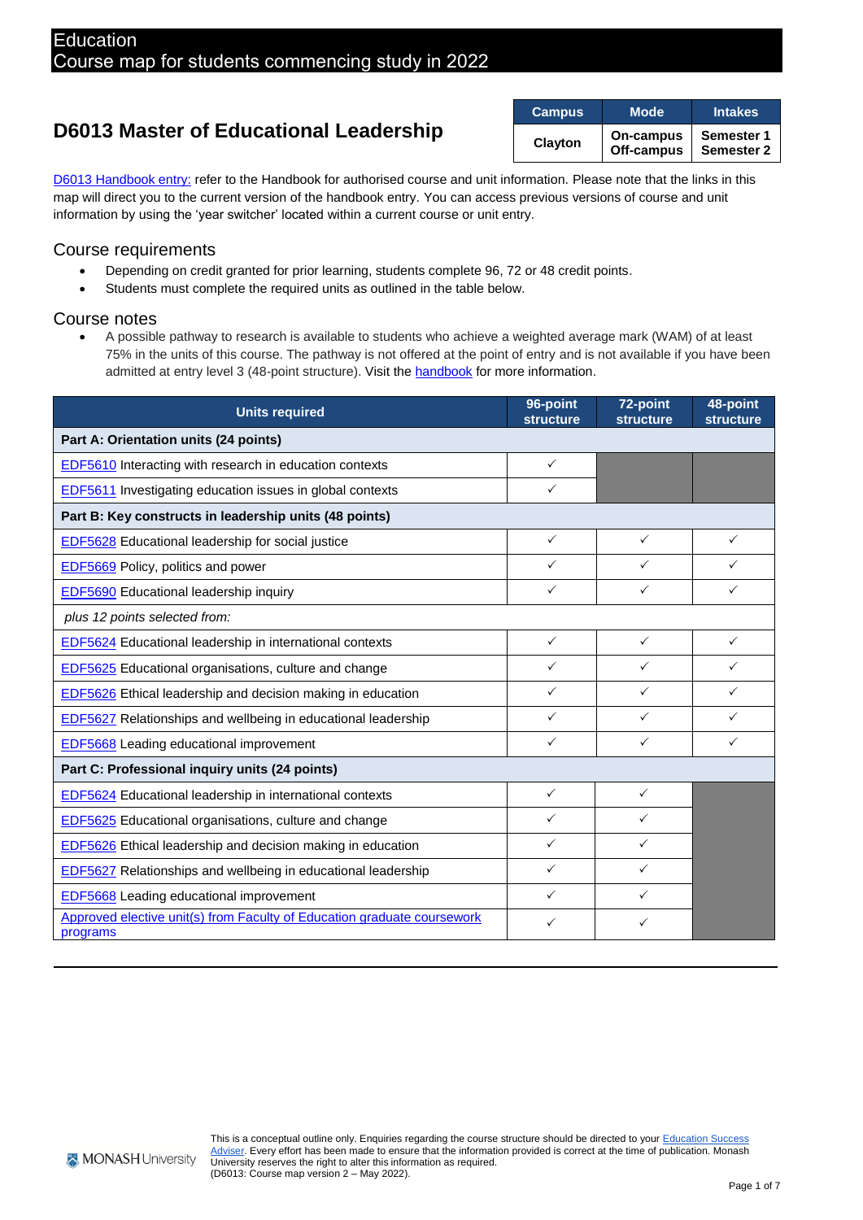Education
Course map for students commencing study in 2022

# D6013 Master of Educational Leadership

| Campus | Mode | Intakes |
|---|---|---|
| Clayton | On-campus<br>Off-campus | Semester 1<br>Semester 2 |

D6013 Handbook entry: refer to the Handbook for authorised course and unit information. Please note that the links in this map will direct you to the current version of the handbook entry. You can access previous versions of course and unit information by using the 'year switcher' located within a current course or unit entry.

## Course requirements

- Depending on credit granted for prior learning, students complete 96, 72 or 48 credit points.
- Students must complete the required units as outlined in the table below.

## Course notes

- A possible pathway to research is available to students who achieve a weighted average mark (WAM) of at least 75% in the units of this course. The pathway is not offered at the point of entry and is not available if you have been admitted at entry level 3 (48-point structure). Visit the handbook for more information.

| Units required | 96-point structure | 72-point structure | 48-point structure |
|---|---|---|---|
| **Part A: Orientation units (24 points)** | | | |
| EDF5610 Interacting with research in education contexts | ✓ | | |
| EDF5611 Investigating education issues in global contexts | ✓ | | |
| **Part B: Key constructs in leadership units (48 points)** | | | |
| EDF5628 Educational leadership for social justice | ✓ | ✓ | ✓ |
| EDF5669 Policy, politics and power | ✓ | ✓ | ✓ |
| EDF5690 Educational leadership inquiry | ✓ | ✓ | ✓ |
| *plus 12 points selected from:* | | | |
| EDF5624 Educational leadership in international contexts | ✓ | ✓ | ✓ |
| EDF5625 Educational organisations, culture and change | ✓ | ✓ | ✓ |
| EDF5626 Ethical leadership and decision making in education | ✓ | ✓ | ✓ |
| EDF5627 Relationships and wellbeing in educational leadership | ✓ | ✓ | ✓ |
| EDF5668 Leading educational improvement | ✓ | ✓ | ✓ |
| **Part C: Professional inquiry units (24 points)** | | | |
| EDF5624 Educational leadership in international contexts | ✓ | ✓ | |
| EDF5625 Educational organisations, culture and change | ✓ | ✓ | |
| EDF5626 Ethical leadership and decision making in education | ✓ | ✓ | |
| EDF5627 Relationships and wellbeing in educational leadership | ✓ | ✓ | |
| EDF5668 Leading educational improvement | ✓ | ✓ | |
| Approved elective unit(s) from Faculty of Education graduate coursework programs | ✓ | ✓ | |

This is a conceptual outline only. Enquiries regarding the course structure should be directed to your Education Success Adviser. Every effort has been made to ensure that the information provided is correct at the time of publication. Monash University reserves the right to alter this information as required.
(D6013: Course map version 2 – May 2022).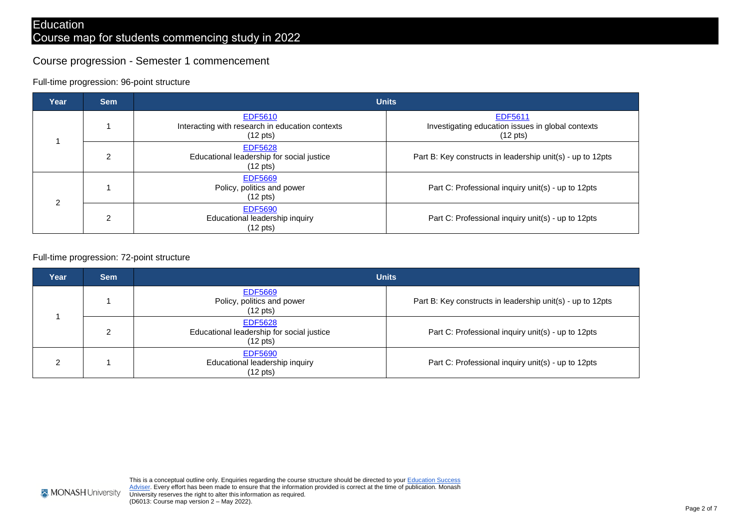# Education
# Course map for students commencing study in 2022

## Course progression - Semester 1 commencement

### Full-time progression: 96-point structure

| Year | Sem | Units | |
|---|---|---|---|
| 1 | 1 | EDF5610<br>Interacting with research in education contexts<br>(12 pts) | EDF5611<br>Investigating education issues in global contexts<br>(12 pts) |
| | 2 | EDF5628<br>Educational leadership for social justice<br>(12 pts) | Part B: Key constructs in leadership unit(s) - up to 12pts |
| 2 | 1 | EDF5669<br>Policy, politics and power<br>(12 pts) | Part C: Professional inquiry unit(s) - up to 12pts |
| | 2 | EDF5690<br>Educational leadership inquiry<br>(12 pts) | Part C: Professional inquiry unit(s) - up to 12pts |

### Full-time progression: 72-point structure

| Year | Sem | Units | |
|---|---|---|---|
| 1 | 1 | EDF5669<br>Policy, politics and power<br>(12 pts) | Part B: Key constructs in leadership unit(s) - up to 12pts |
| | 2 | EDF5628<br>Educational leadership for social justice<br>(12 pts) | Part C: Professional inquiry unit(s) - up to 12pts |
| 2 | 1 | EDF5690<br>Educational leadership inquiry<br>(12 pts) | Part C: Professional inquiry unit(s) - up to 12pts |

This is a conceptual outline only. Enquiries regarding the course structure should be directed to your Education Success Adviser. Every effort has been made to ensure that the information provided is correct at the time of publication. Monash University reserves the right to alter this information as required.
(D6013: Course map version 2 – May 2022).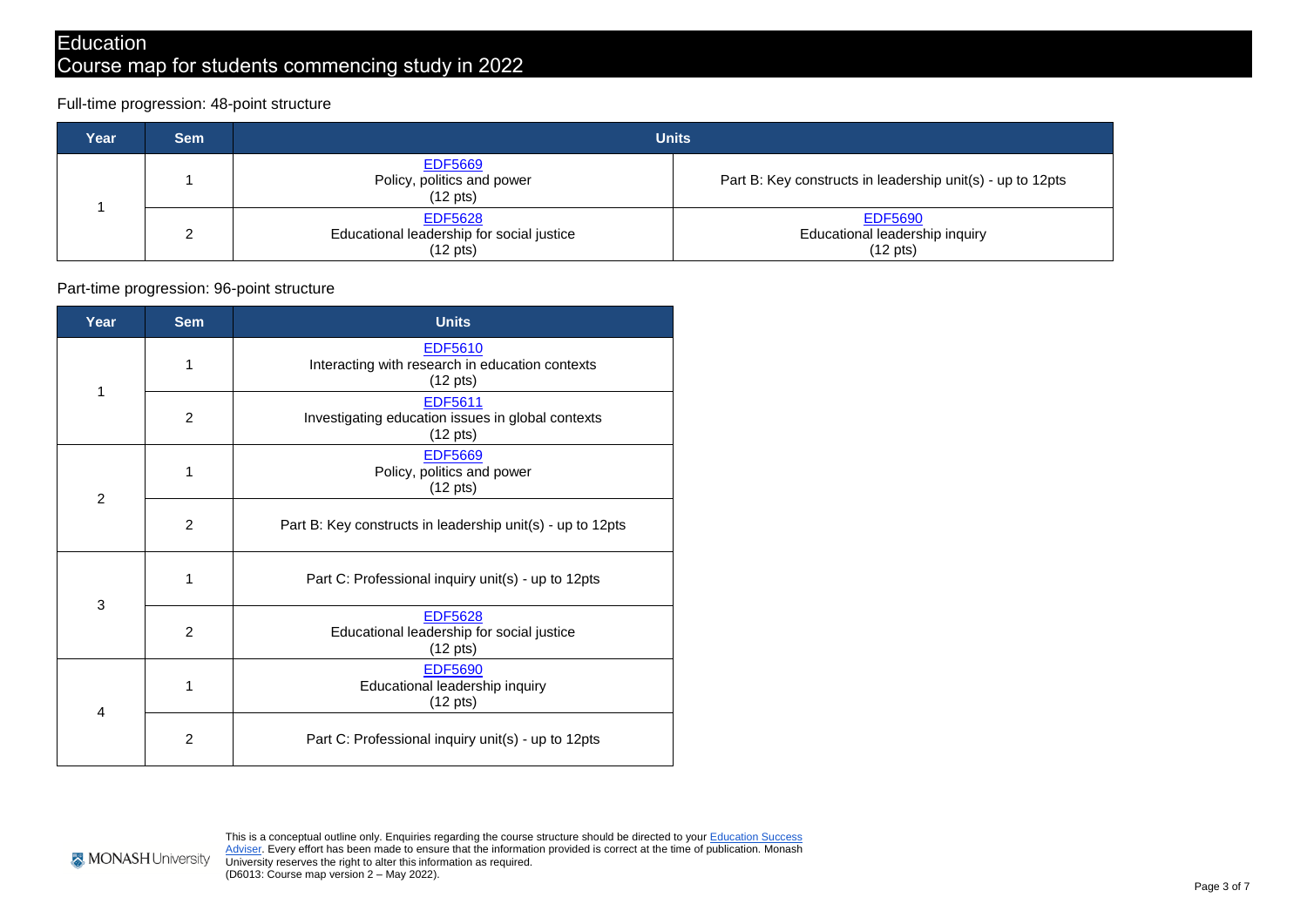# Education
## Course map for students commencing study in 2022

### Full-time progression: 48-point structure

| Year | Sem | Units | |
|---|---|---|---|
| 1 | 1 | EDF5669<br>Policy, politics and power<br>(12 pts) | Part B: Key constructs in leadership unit(s) - up to 12pts |
| | 2 | EDF5628<br>Educational leadership for social justice<br>(12 pts) | EDF5690<br>Educational leadership inquiry<br>(12 pts) |

### Part-time progression: 96-point structure

| Year | Sem | Units |
|---|---|---|
| 1 | 1 | EDF5610<br>Interacting with research in education contexts<br>(12 pts) |
| | 2 | EDF5611<br>Investigating education issues in global contexts<br>(12 pts) |
| 2 | 1 | EDF5669<br>Policy, politics and power<br>(12 pts) |
| | 2 | Part B: Key constructs in leadership unit(s) - up to 12pts |
| 3 | 1 | Part C: Professional inquiry unit(s) - up to 12pts |
| | 2 | EDF5628<br>Educational leadership for social justice<br>(12 pts) |
| 4 | 1 | EDF5690<br>Educational leadership inquiry<br>(12 pts) |
| | 2 | Part C: Professional inquiry unit(s) - up to 12pts |

This is a conceptual outline only. Enquiries regarding the course structure should be directed to your Education Success Adviser. Every effort has been made to ensure that the information provided is correct at the time of publication. Monash University reserves the right to alter this information as required.
(D6013: Course map version 2 – May 2022).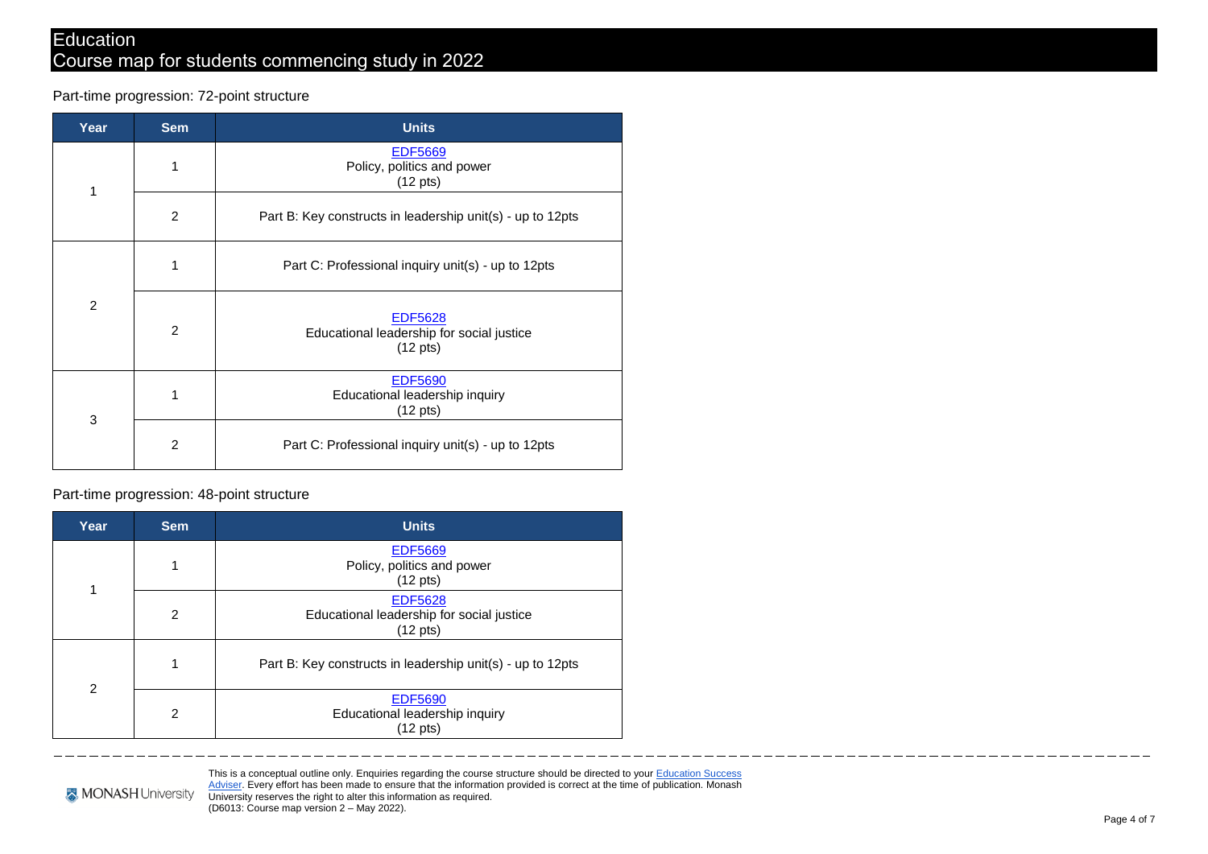# Education

## Course map for students commencing study in 2022

### Part-time progression: 72-point structure

| Year | Sem | Units |
|---|---|---|
| 1 | 1 | EDF5669 Policy, politics and power (12 pts) |
| | 2 | Part B: Key constructs in leadership unit(s) - up to 12pts |
| 2 | 1 | Part C: Professional inquiry unit(s) - up to 12pts |
| | 2 | EDF5628 Educational leadership for social justice (12 pts) |
| 3 | 1 | EDF5690 Educational leadership inquiry (12 pts) |
| | 2 | Part C: Professional inquiry unit(s) - up to 12pts |

### Part-time progression: 48-point structure

| Year | Sem | Units |
|---|---|---|
| 1 | 1 | EDF5669 Policy, politics and power (12 pts) |
| | 2 | EDF5628 Educational leadership for social justice (12 pts) |
| 2 | 1 | Part B: Key constructs in leadership unit(s) - up to 12pts |
| | 2 | EDF5690 Educational leadership inquiry (12 pts) |

This is a conceptual outline only. Enquiries regarding the course structure should be directed to your Education Success Adviser. Every effort has been made to ensure that the information provided is correct at the time of publication. Monash University reserves the right to alter this information as required.
(D6013: Course map version 2 – May 2022).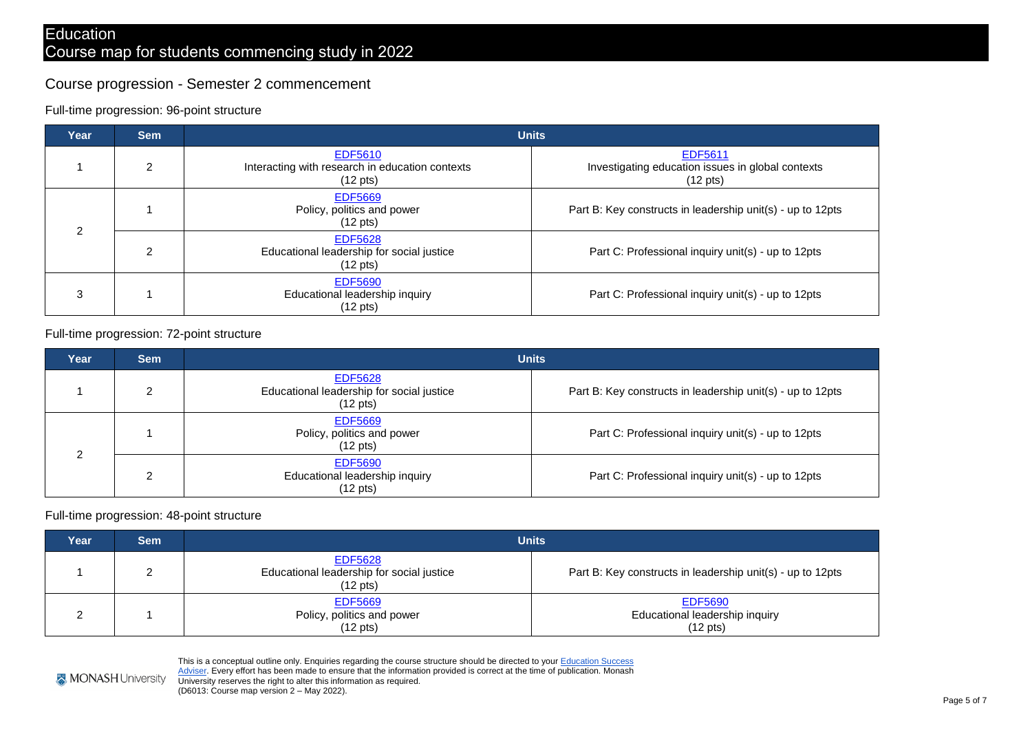# Education
## Course map for students commencing study in 2022

## Course progression - Semester 2 commencement

### Full-time progression: 96-point structure

| Year | Sem | Units | |
|---|---|---|---|
| 1 | 2 | EDF5610<br>Interacting with research in education contexts<br>(12 pts) | EDF5611<br>Investigating education issues in global contexts<br>(12 pts) |
| 2 | 1 | EDF5669<br>Policy, politics and power<br>(12 pts) | Part B: Key constructs in leadership unit(s) - up to 12pts |
| | 2 | EDF5628<br>Educational leadership for social justice<br>(12 pts) | Part C: Professional inquiry unit(s) - up to 12pts |
| 3 | 1 | EDF5690<br>Educational leadership inquiry<br>(12 pts) | Part C: Professional inquiry unit(s) - up to 12pts |

### Full-time progression: 72-point structure

| Year | Sem | Units | |
|---|---|---|---|
| 1 | 2 | EDF5628<br>Educational leadership for social justice<br>(12 pts) | Part B: Key constructs in leadership unit(s) - up to 12pts |
| 2 | 1 | EDF5669<br>Policy, politics and power<br>(12 pts) | Part C: Professional inquiry unit(s) - up to 12pts |
| | 2 | EDF5690<br>Educational leadership inquiry<br>(12 pts) | Part C: Professional inquiry unit(s) - up to 12pts |

### Full-time progression: 48-point structure

| Year | Sem | Units | |
|---|---|---|---|
| 1 | 2 | EDF5628<br>Educational leadership for social justice<br>(12 pts) | Part B: Key constructs in leadership unit(s) - up to 12pts |
| 2 | 1 | EDF5669<br>Policy, politics and power<br>(12 pts) | EDF5690<br>Educational leadership inquiry<br>(12 pts) |

MONASH University

This is a conceptual outline only. Enquiries regarding the course structure should be directed to your Education Success Adviser. Every effort has been made to ensure that the information provided is correct at the time of publication. Monash University reserves the right to alter this information as required.
(D6013: Course map version 2 – May 2022).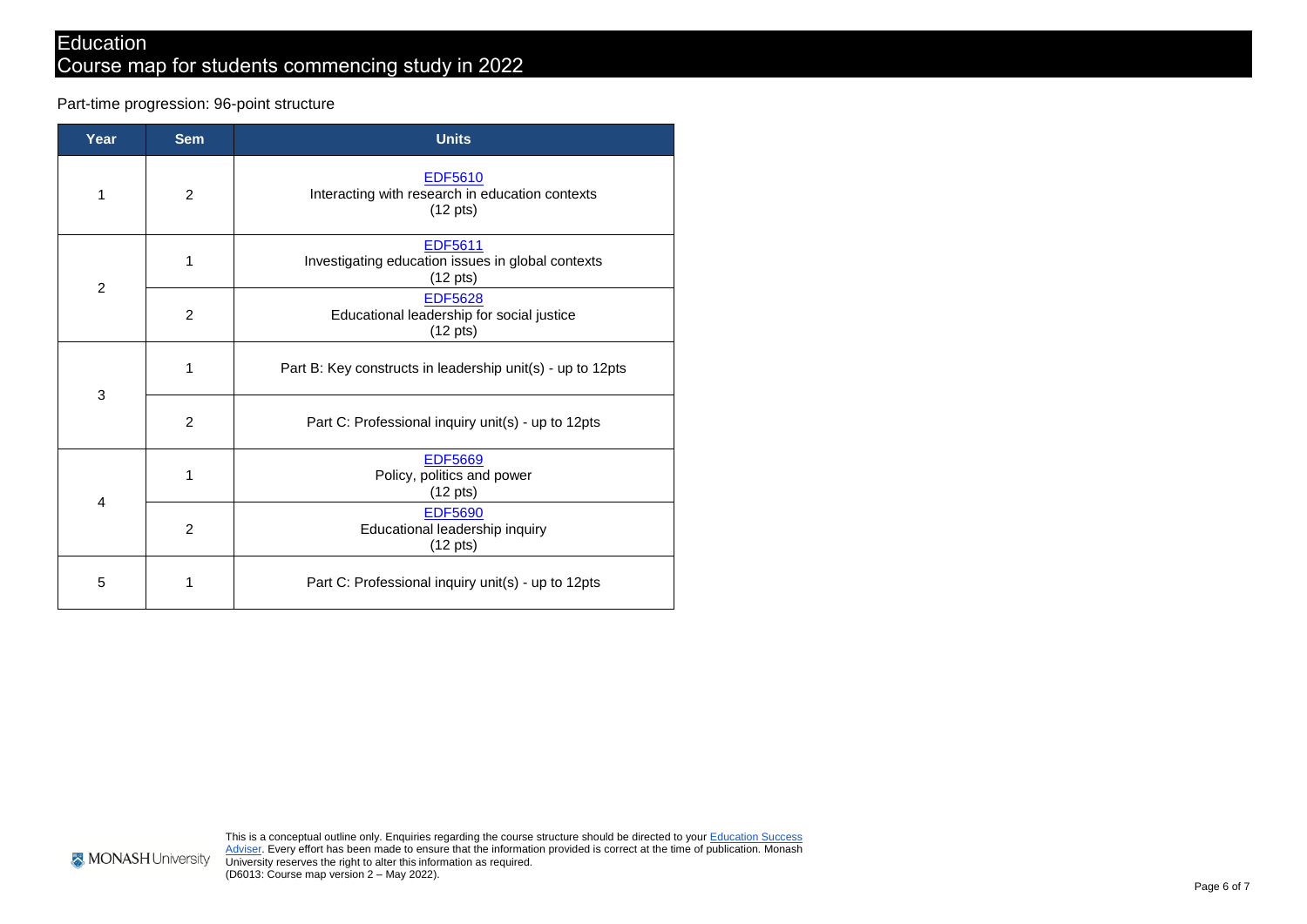# Education
# Course map for students commencing study in 2022

Part-time progression: 96-point structure

| Year | Sem | Units |
|---|---|---|
| 1 | 2 | EDF5610 Interacting with research in education contexts (12 pts) |
| 2 | 1 | EDF5611 Investigating education issues in global contexts (12 pts) |
| | 2 | EDF5628 Educational leadership for social justice (12 pts) |
| 3 | 1 | Part B: Key constructs in leadership unit(s) - up to 12pts |
| | 2 | Part C: Professional inquiry unit(s) - up to 12pts |
| 4 | 1 | EDF5669 Policy, politics and power (12 pts) |
| | 2 | EDF5690 Educational leadership inquiry (12 pts) |
| 5 | 1 | Part C: Professional inquiry unit(s) - up to 12pts |

This is a conceptual outline only. Enquiries regarding the course structure should be directed to your Education Success Adviser. Every effort has been made to ensure that the information provided is correct at the time of publication. Monash University reserves the right to alter this information as required.
(D6013: Course map version 2 – May 2022).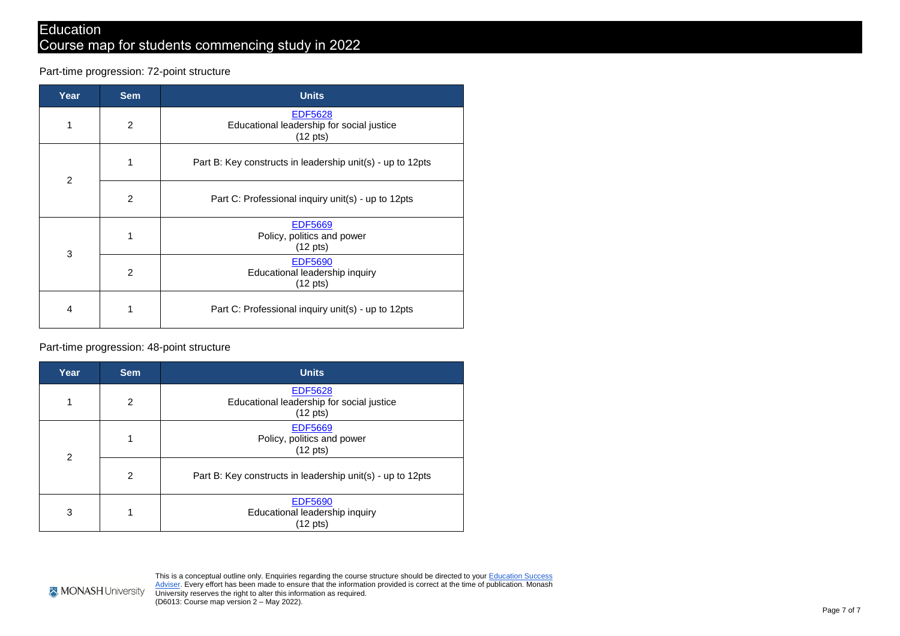# Education
## Course map for students commencing study in 2022

### Part-time progression: 72-point structure

| Year | Sem | Units |
|---|---|---|
| 1 | 2 | EDF5628 Educational leadership for social justice (12 pts) |
| 2 | 1 | Part B: Key constructs in leadership unit(s) - up to 12pts |
| | 2 | Part C: Professional inquiry unit(s) - up to 12pts |
| 3 | 1 | EDF5669 Policy, politics and power (12 pts) |
| | 2 | EDF5690 Educational leadership inquiry (12 pts) |
| 4 | 1 | Part C: Professional inquiry unit(s) - up to 12pts |

### Part-time progression: 48-point structure

| Year | Sem | Units |
|---|---|---|
| 1 | 2 | EDF5628 Educational leadership for social justice (12 pts) |
| 2 | 1 | EDF5669 Policy, politics and power (12 pts) |
| | 2 | Part B: Key constructs in leadership unit(s) - up to 12pts |
| 3 | 1 | EDF5690 Educational leadership inquiry (12 pts) |

MONASH University

This is a conceptual outline only. Enquiries regarding the course structure should be directed to your Education Success Adviser. Every effort has been made to ensure that the information provided is correct at the time of publication. Monash University reserves the right to alter this information as required.
(D6013: Course map version 2 – May 2022).